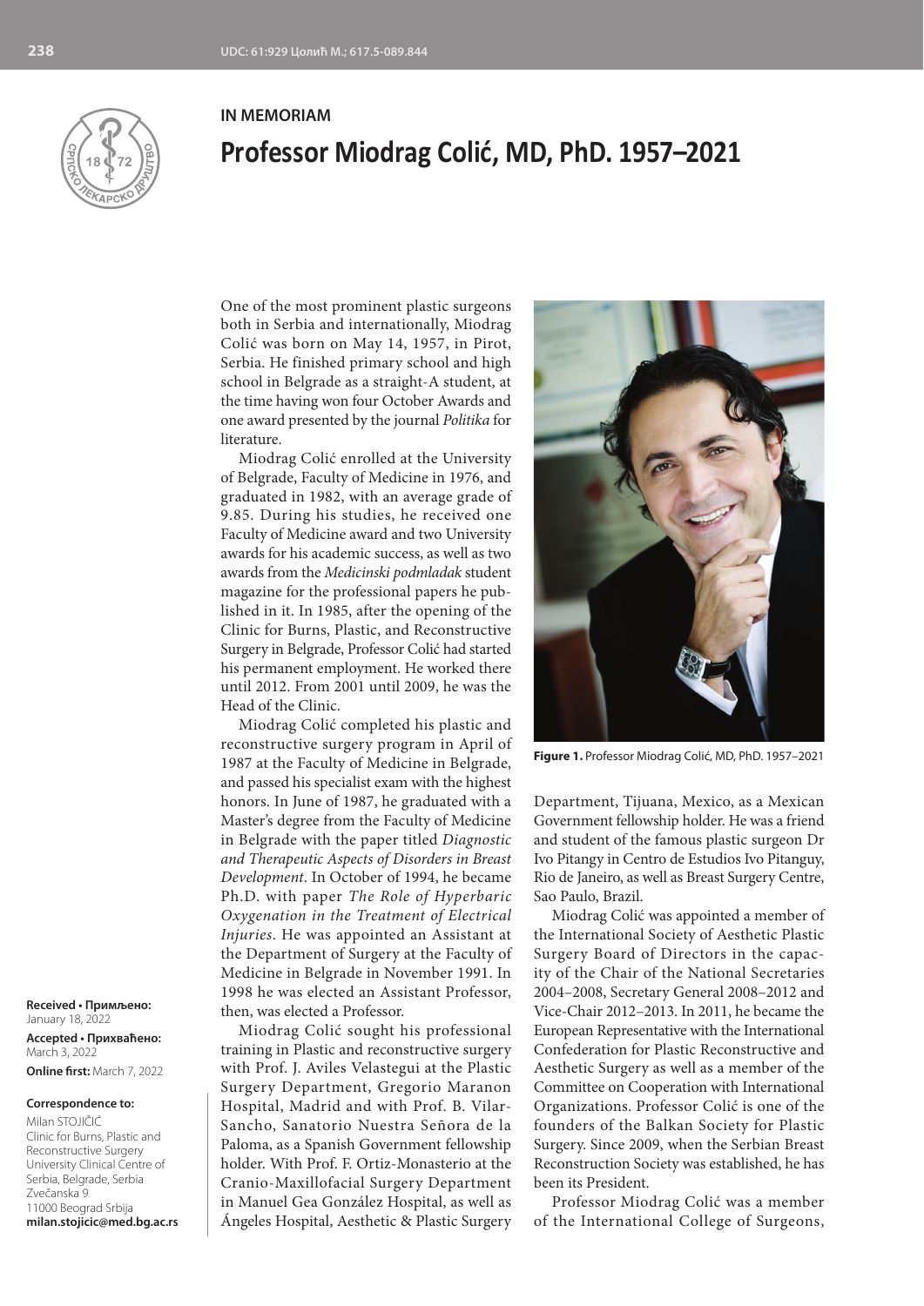IN MEMORIAM

# Professor Miodrag Colić, MD, PhD. 1957–2021

One of the most prominent plastic surgeons both in Serbia and internationally, Miodrag Colić was born on May 14, 1957, in Pirot, Serbia. He finished primary school and high school in Belgrade as a straight-A student, at the time having won four October Awards and one award presented by the journal *Politika* for literature.

Miodrag Colić enrolled at the University of Belgrade, Faculty of Medicine in 1976, and graduated in 1982, with an average grade of 9.85. During his studies, he received one Faculty of Medicine award and two University awards for his academic success, as well as two awards from the *Medicinski podmladak* student magazine for the professional papers he published in it. In 1985, after the opening of the Clinic for Burns, Plastic, and Reconstructive Surgery in Belgrade, Professor Colić had started his permanent employment. He worked there until 2012. From 2001 until 2009, he was the Head of the Clinic.

Miodrag Colić completed his plastic and reconstructive surgery program in April of 1987 at the Faculty of Medicine in Belgrade, and passed his specialist exam with the highest honors. In June of 1987, he graduated with a Master's degree from the Faculty of Medicine in Belgrade with the paper titled *Diagnostic and Therapeutic Aspects of Disorders in Breast Development*. In October of 1994, he became Ph.D. with paper *The Role of Hyperbaric Oxygenation in the Treatment of Electrical Injuries*. He was appointed an Assistant at the Department of Surgery at the Faculty of Medicine in Belgrade in November 1991. In 1998 he was elected an Assistant Professor, then, was elected a Professor.

Miodrag Colić sought his professional training in Plastic and reconstructive surgery with Prof. J. Aviles Velastegui at the Plastic Surgery Department, Gregorio Maranon Hospital, Madrid and with Prof. B. Vilar-Sancho, Sanatorio Nuestra Señora de la Paloma, as a Spanish Government fellowship holder. With Prof. F. Ortiz-Monasterio at the Cranio-Maxillofacial Surgery Department in Manuel Gea González Hospital, as well as Ángeles Hospital, Aesthetic & Plastic Surgery Department, Tijuana, Mexico, as a Mexican Government fellowship holder. He was a friend and student of the famous plastic surgeon Dr Ivo Pitangy in Centro de Estudios Ivo Pitanguy, Rio de Janeiro, as well as Breast Surgery Centre, Sao Paulo, Brazil.

**Figure 1.** Professor Miodrag Colić, MD, PhD. 1957–2021

Miodrag Colić was appointed a member of the International Society of Aesthetic Plastic Surgery Board of Directors in the capacity of the Chair of the National Secretaries 2004–2008, Secretary General 2008–2012 and Vice-Chair 2012–2013. In 2011, he became the European Representative with the International Confederation for Plastic Reconstructive and Aesthetic Surgery as well as a member of the Committee on Cooperation with International Organizations. Professor Colić is one of the founders of the Balkan Society for Plastic Surgery. Since 2009, when the Serbian Breast Reconstruction Society was established, he has been its President.

Professor Miodrag Colić was a member of the International College of Surgeons,

**Received • Примљено:** January 18, 2022
**Accepted • Прихваћено:** March 3, 2022
**Online first:** March 7, 2022

**Correspondence to:**
Milan STOJIČIĆ
Clinic for Burns, Plastic and Reconstructive Surgery
University Clinical Centre of Serbia, Belgrade, Serbia
Zvečanska 9
11000 Beograd Srbija
**milan.stojicic@med.bg.ac.rs**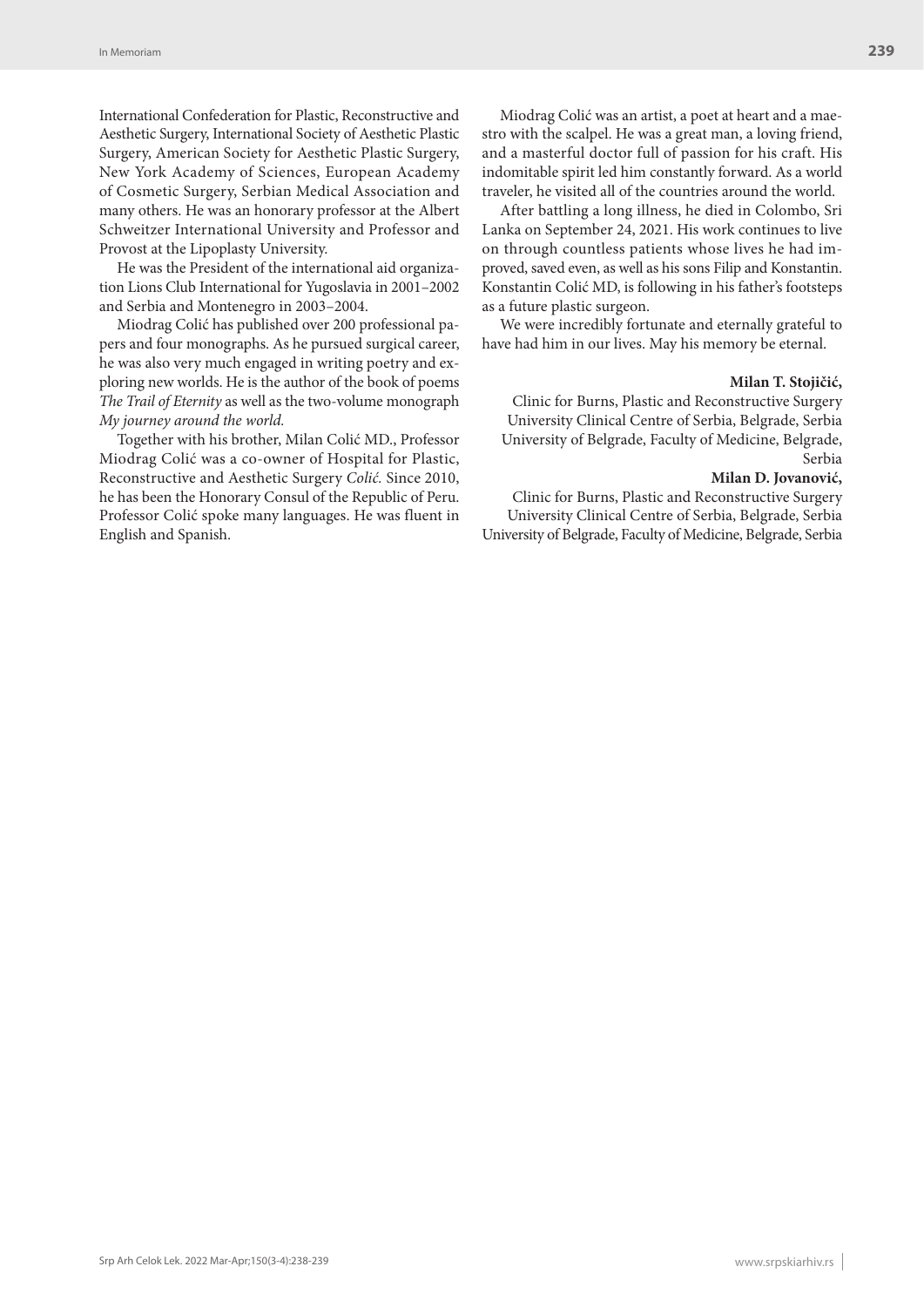International Confederation for Plastic, Reconstructive and Aesthetic Surgery, International Society of Aesthetic Plastic Surgery, American Society for Aesthetic Plastic Surgery, New York Academy of Sciences, European Academy of Cosmetic Surgery, Serbian Medical Association and many others. He was an honorary professor at the Albert Schweitzer International University and Professor and Provost at the Lipoplasty University.

He was the President of the international aid organization Lions Club International for Yugoslavia in 2001–2002 and Serbia and Montenegro in 2003–2004.

Miodrag Colić has published over 200 professional papers and four monographs. As he pursued surgical career, he was also very much engaged in writing poetry and exploring new worlds. He is the author of the book of poems *The Trail of Eternity* as well as the two-volume monograph *My journey around the world.*

Together with his brother, Milan Colić MD., Professor Miodrag Colić was a co-owner of Hospital for Plastic, Reconstructive and Aesthetic Surgery *Colić.* Since 2010, he has been the Honorary Consul of the Republic of Peru. Professor Colić spoke many languages. He was fluent in English and Spanish.

Miodrag Colić was an artist, a poet at heart and a maestro with the scalpel. He was a great man, a loving friend, and a masterful doctor full of passion for his craft. His indomitable spirit led him constantly forward. As a world traveler, he visited all of the countries around the world.

After battling a long illness, he died in Colombo, Sri Lanka on September 24, 2021. His work continues to live on through countless patients whose lives he had improved, saved even, as well as his sons Filip and Konstantin. Konstantin Colić MD, is following in his father's footsteps as a future plastic surgeon.

We were incredibly fortunate and eternally grateful to have had him in our lives. May his memory be eternal.

**Milan T. Stojičić,**
Clinic for Burns, Plastic and Reconstructive Surgery
University Clinical Centre of Serbia, Belgrade, Serbia
University of Belgrade, Faculty of Medicine, Belgrade, Serbia

**Milan D. Jovanović,**
Clinic for Burns, Plastic and Reconstructive Surgery
University Clinical Centre of Serbia, Belgrade, Serbia
University of Belgrade, Faculty of Medicine, Belgrade, Serbia